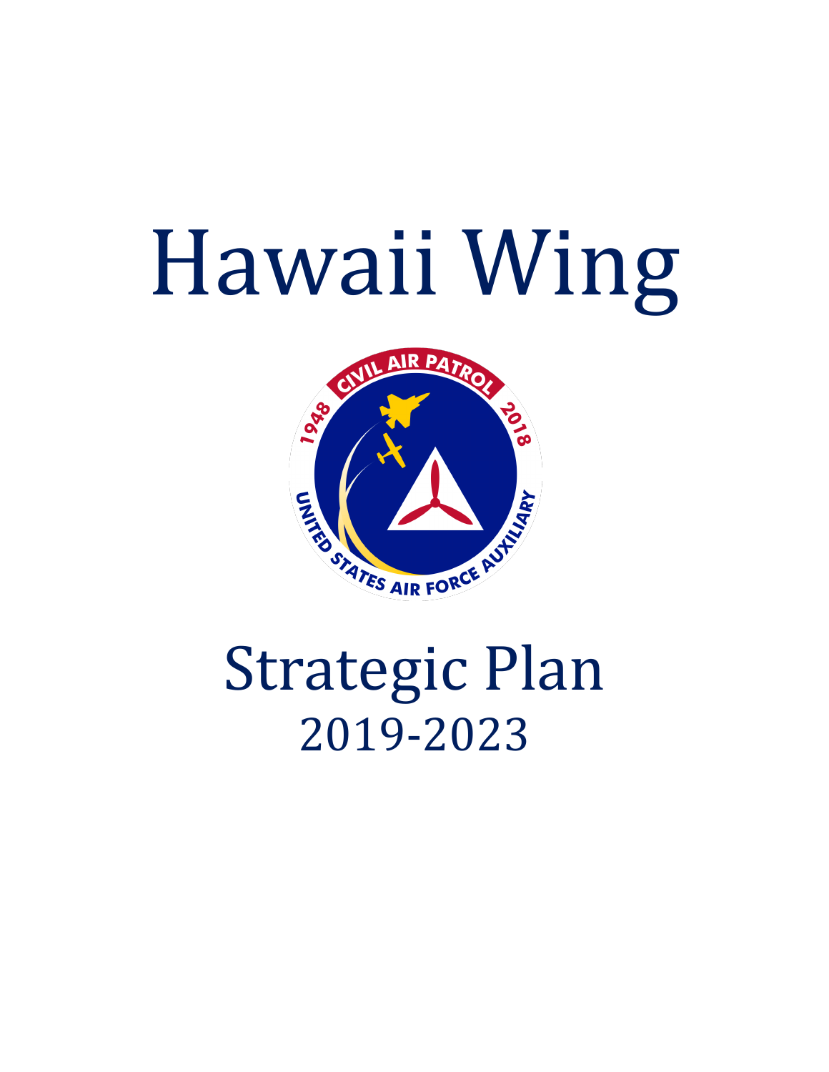# Hawaii Wing

# Strategic Plan

## 2019-2023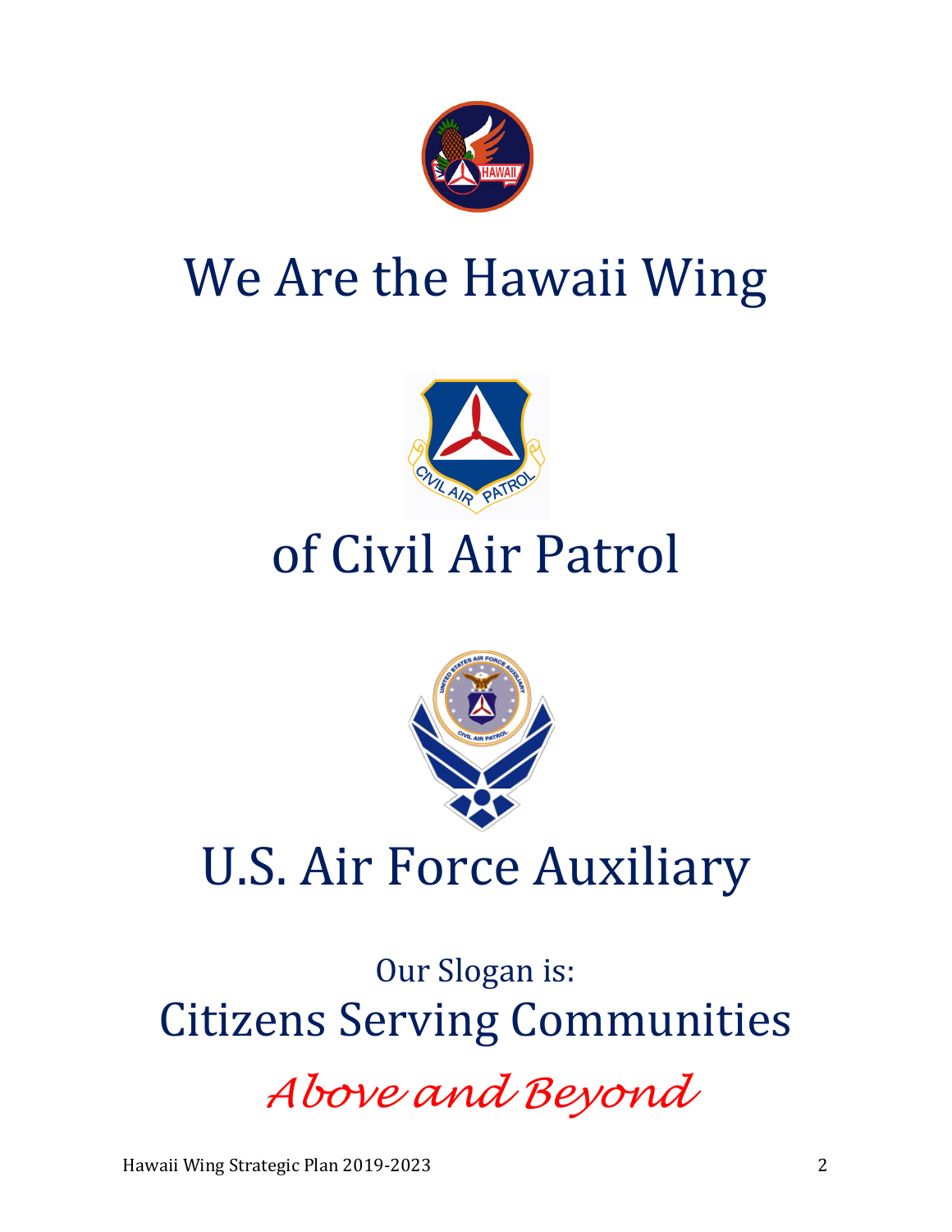# We Are the Hawaii Wing

# of Civil Air Patrol

# U.S. Air Force Auxiliary

## Our Slogan is:

## Citizens Serving Communities

## *Above and Beyond*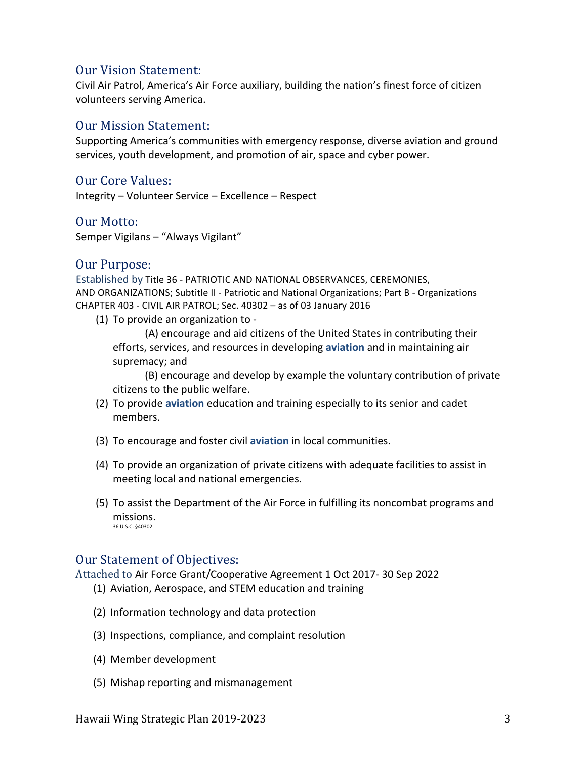## Our Vision Statement:

Civil Air Patrol, America's Air Force auxiliary, building the nation's finest force of citizen volunteers serving America.

## Our Mission Statement:

Supporting America's communities with emergency response, diverse aviation and ground services, youth development, and promotion of air, space and cyber power.

## Our Core Values:

Integrity – Volunteer Service – Excellence – Respect

## Our Motto:

Semper Vigilans – "Always Vigilant"

## Our Purpose:

Established by Title 36 - PATRIOTIC AND NATIONAL OBSERVANCES, CEREMONIES, AND ORGANIZATIONS; Subtitle II - Patriotic and National Organizations; Part B - Organizations CHAPTER 403 - CIVIL AIR PATROL; Sec. 40302 – as of 03 January 2016

(1) To provide an organization to -

   (A) encourage and aid citizens of the United States in contributing their efforts, services, and resources in developing **aviation** and in maintaining air supremacy; and

   (B) encourage and develop by example the voluntary contribution of private citizens to the public welfare.

(2) To provide **aviation** education and training especially to its senior and cadet members.

(3) To encourage and foster civil **aviation** in local communities.

(4) To provide an organization of private citizens with adequate facilities to assist in meeting local and national emergencies.

(5) To assist the Department of the Air Force in fulfilling its noncombat programs and missions.

36 U.S.C. §40302

## Our Statement of Objectives:

Attached to Air Force Grant/Cooperative Agreement 1 Oct 2017- 30 Sep 2022

(1) Aviation, Aerospace, and STEM education and training

(2) Information technology and data protection

(3) Inspections, compliance, and complaint resolution

(4) Member development

(5) Mishap reporting and mismanagement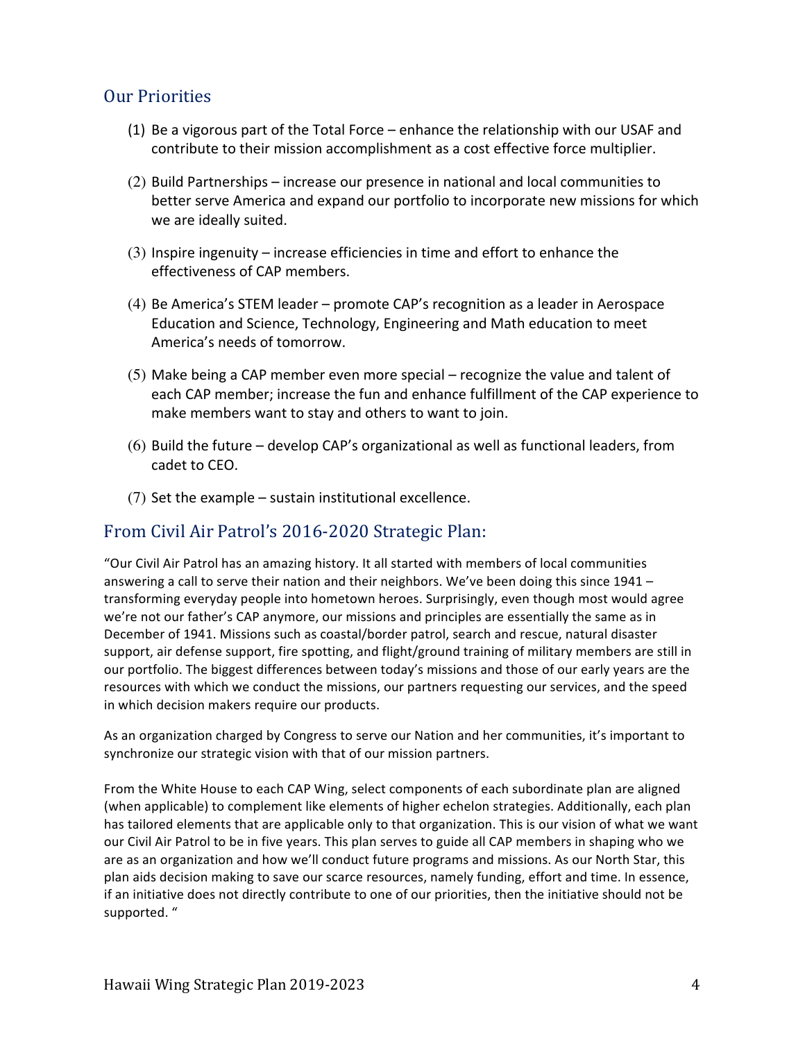## Our Priorities

(1) Be a vigorous part of the Total Force – enhance the relationship with our USAF and contribute to their mission accomplishment as a cost effective force multiplier.

(2) Build Partnerships – increase our presence in national and local communities to better serve America and expand our portfolio to incorporate new missions for which we are ideally suited.

(3) Inspire ingenuity – increase efficiencies in time and effort to enhance the effectiveness of CAP members.

(4) Be America's STEM leader – promote CAP's recognition as a leader in Aerospace Education and Science, Technology, Engineering and Math education to meet America's needs of tomorrow.

(5) Make being a CAP member even more special – recognize the value and talent of each CAP member; increase the fun and enhance fulfillment of the CAP experience to make members want to stay and others to want to join.

(6) Build the future – develop CAP's organizational as well as functional leaders, from cadet to CEO.

(7) Set the example – sustain institutional excellence.

## From Civil Air Patrol's 2016-2020 Strategic Plan:

"Our Civil Air Patrol has an amazing history. It all started with members of local communities answering a call to serve their nation and their neighbors. We've been doing this since 1941 – transforming everyday people into hometown heroes. Surprisingly, even though most would agree we're not our father's CAP anymore, our missions and principles are essentially the same as in December of 1941. Missions such as coastal/border patrol, search and rescue, natural disaster support, air defense support, fire spotting, and flight/ground training of military members are still in our portfolio. The biggest differences between today's missions and those of our early years are the resources with which we conduct the missions, our partners requesting our services, and the speed in which decision makers require our products.

As an organization charged by Congress to serve our Nation and her communities, it's important to synchronize our strategic vision with that of our mission partners.

From the White House to each CAP Wing, select components of each subordinate plan are aligned (when applicable) to complement like elements of higher echelon strategies. Additionally, each plan has tailored elements that are applicable only to that organization. This is our vision of what we want our Civil Air Patrol to be in five years. This plan serves to guide all CAP members in shaping who we are as an organization and how we'll conduct future programs and missions. As our North Star, this plan aids decision making to save our scarce resources, namely funding, effort and time. In essence, if an initiative does not directly contribute to one of our priorities, then the initiative should not be supported. "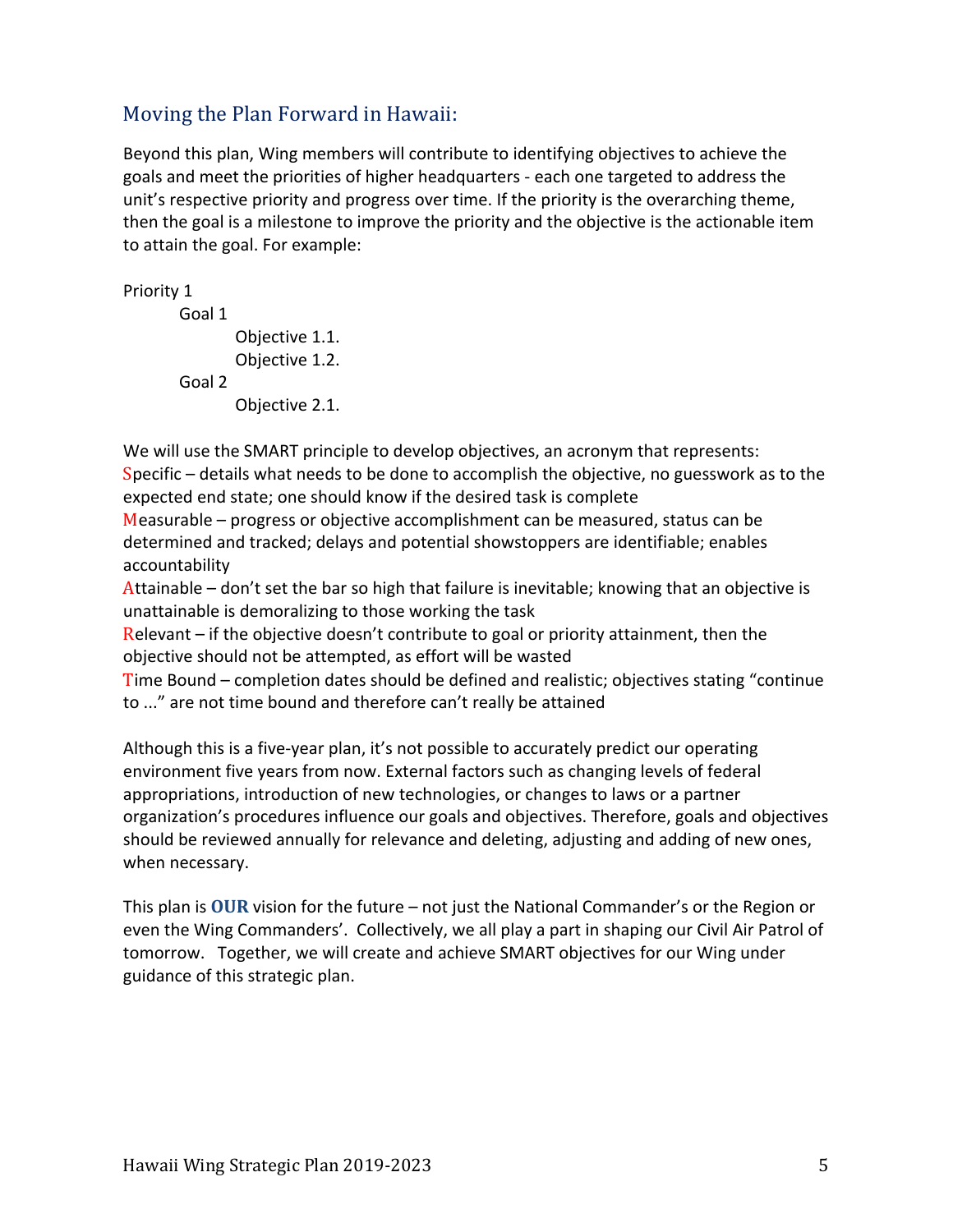## Moving the Plan Forward in Hawaii:

Beyond this plan, Wing members will contribute to identifying objectives to achieve the goals and meet the priorities of higher headquarters - each one targeted to address the unit's respective priority and progress over time. If the priority is the overarching theme, then the goal is a milestone to improve the priority and the objective is the actionable item to attain the goal. For example:

Priority 1
- Goal 1
  - Objective 1.1.
  - Objective 1.2.
- Goal 2
  - Objective 2.1.

We will use the SMART principle to develop objectives, an acronym that represents:

Specific – details what needs to be done to accomplish the objective, no guesswork as to the expected end state; one should know if the desired task is complete

Measurable – progress or objective accomplishment can be measured, status can be determined and tracked; delays and potential showstoppers are identifiable; enables accountability

Attainable – don't set the bar so high that failure is inevitable; knowing that an objective is unattainable is demoralizing to those working the task

Relevant – if the objective doesn't contribute to goal or priority attainment, then the objective should not be attempted, as effort will be wasted

Time Bound – completion dates should be defined and realistic; objectives stating "continue to ..." are not time bound and therefore can't really be attained

Although this is a five-year plan, it's not possible to accurately predict our operating environment five years from now. External factors such as changing levels of federal appropriations, introduction of new technologies, or changes to laws or a partner organization's procedures influence our goals and objectives. Therefore, goals and objectives should be reviewed annually for relevance and deleting, adjusting and adding of new ones, when necessary.

This plan is **OUR** vision for the future – not just the National Commander's or the Region or even the Wing Commanders'. Collectively, we all play a part in shaping our Civil Air Patrol of tomorrow. Together, we will create and achieve SMART objectives for our Wing under guidance of this strategic plan.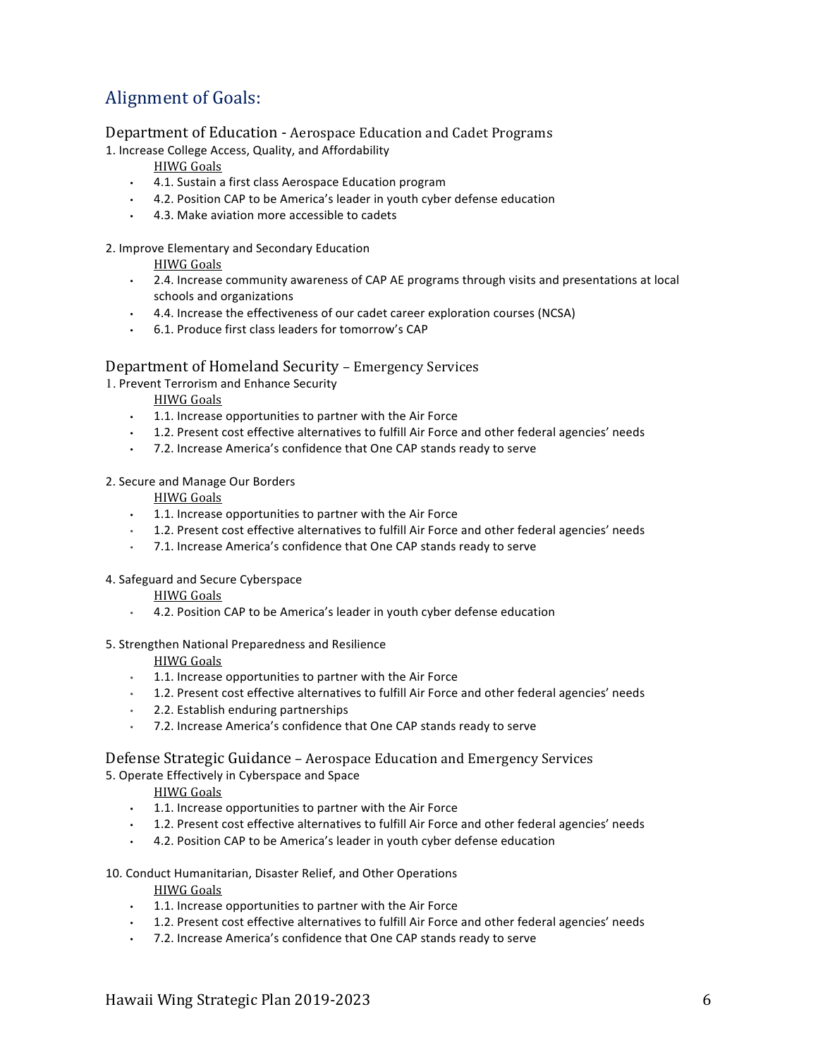## Alignment of Goals:

### Department of Education - Aerospace Education and Cadet Programs

1. Increase College Access, Quality, and Affordability

   HIWG Goals

   - 4.1. Sustain a first class Aerospace Education program
   - 4.2. Position CAP to be America's leader in youth cyber defense education
   - 4.3. Make aviation more accessible to cadets

2. Improve Elementary and Secondary Education

   HIWG Goals

   - 2.4. Increase community awareness of CAP AE programs through visits and presentations at local schools and organizations
   - 4.4. Increase the effectiveness of our cadet career exploration courses (NCSA)
   - 6.1. Produce first class leaders for tomorrow's CAP

### Department of Homeland Security – Emergency Services

1. Prevent Terrorism and Enhance Security

   HIWG Goals

   - 1.1. Increase opportunities to partner with the Air Force
   - 1.2. Present cost effective alternatives to fulfill Air Force and other federal agencies' needs
   - 7.2. Increase America's confidence that One CAP stands ready to serve

2. Secure and Manage Our Borders

   HIWG Goals

   - 1.1. Increase opportunities to partner with the Air Force
   - 1.2. Present cost effective alternatives to fulfill Air Force and other federal agencies' needs
   - 7.1. Increase America's confidence that One CAP stands ready to serve

4. Safeguard and Secure Cyberspace

   HIWG Goals

   - 4.2. Position CAP to be America's leader in youth cyber defense education

5. Strengthen National Preparedness and Resilience

   HIWG Goals

   - 1.1. Increase opportunities to partner with the Air Force
   - 1.2. Present cost effective alternatives to fulfill Air Force and other federal agencies' needs
   - 2.2. Establish enduring partnerships
   - 7.2. Increase America's confidence that One CAP stands ready to serve

### Defense Strategic Guidance – Aerospace Education and Emergency Services

5. Operate Effectively in Cyberspace and Space

   HIWG Goals

   - 1.1. Increase opportunities to partner with the Air Force
   - 1.2. Present cost effective alternatives to fulfill Air Force and other federal agencies' needs
   - 4.2. Position CAP to be America's leader in youth cyber defense education

10. Conduct Humanitarian, Disaster Relief, and Other Operations

    HIWG Goals

    - 1.1. Increase opportunities to partner with the Air Force
    - 1.2. Present cost effective alternatives to fulfill Air Force and other federal agencies' needs
    - 7.2. Increase America's confidence that One CAP stands ready to serve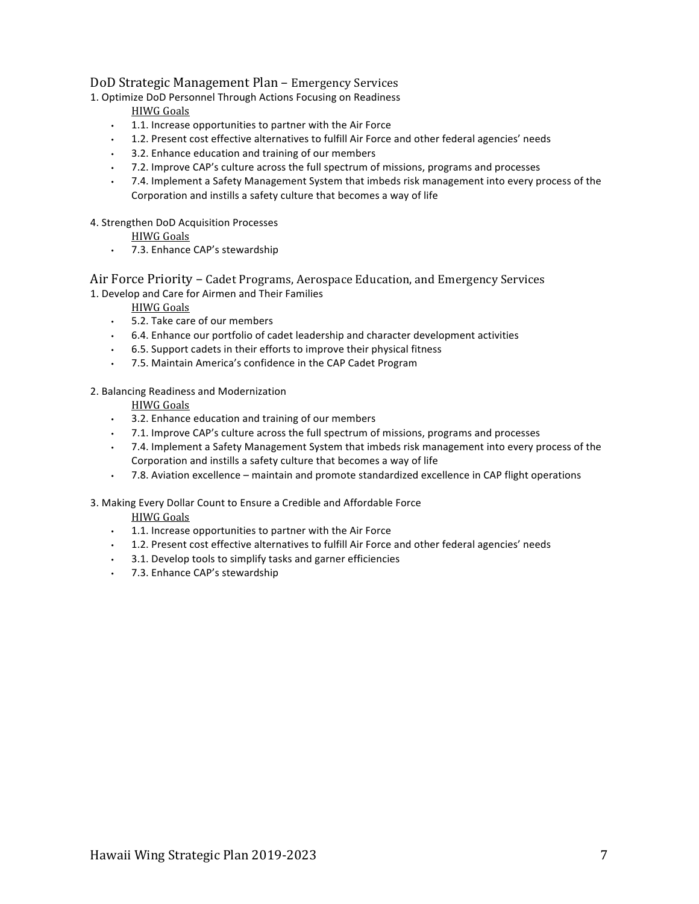## DoD Strategic Management Plan – Emergency Services

1. Optimize DoD Personnel Through Actions Focusing on Readiness

HIWG Goals

- 1.1. Increase opportunities to partner with the Air Force
- 1.2. Present cost effective alternatives to fulfill Air Force and other federal agencies' needs
- 3.2. Enhance education and training of our members
- 7.2. Improve CAP's culture across the full spectrum of missions, programs and processes
- 7.4. Implement a Safety Management System that imbeds risk management into every process of the Corporation and instills a safety culture that becomes a way of life

4. Strengthen DoD Acquisition Processes

HIWG Goals

- 7.3. Enhance CAP's stewardship

## Air Force Priority – Cadet Programs, Aerospace Education, and Emergency Services

1. Develop and Care for Airmen and Their Families

HIWG Goals

- 5.2. Take care of our members
- 6.4. Enhance our portfolio of cadet leadership and character development activities
- 6.5. Support cadets in their efforts to improve their physical fitness
- 7.5. Maintain America's confidence in the CAP Cadet Program

2. Balancing Readiness and Modernization

HIWG Goals

- 3.2. Enhance education and training of our members
- 7.1. Improve CAP's culture across the full spectrum of missions, programs and processes
- 7.4. Implement a Safety Management System that imbeds risk management into every process of the Corporation and instills a safety culture that becomes a way of life
- 7.8. Aviation excellence – maintain and promote standardized excellence in CAP flight operations

3. Making Every Dollar Count to Ensure a Credible and Affordable Force

HIWG Goals

- 1.1. Increase opportunities to partner with the Air Force
- 1.2. Present cost effective alternatives to fulfill Air Force and other federal agencies' needs
- 3.1. Develop tools to simplify tasks and garner efficiencies
- 7.3. Enhance CAP's stewardship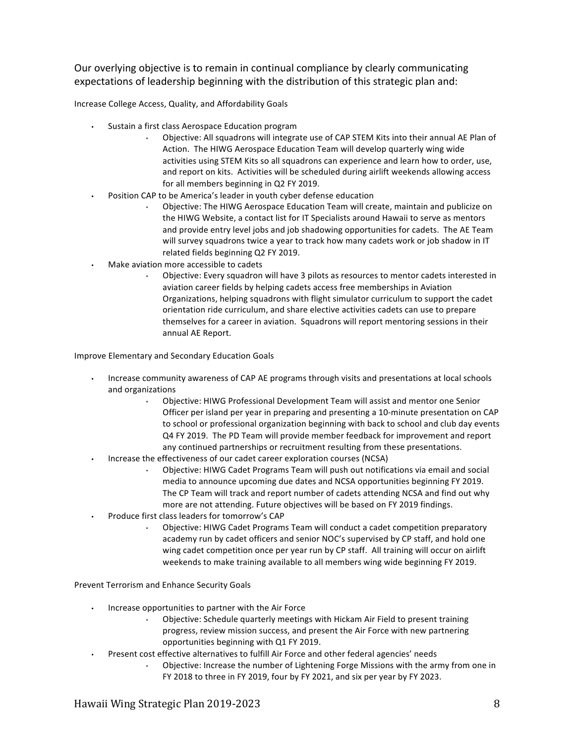Our overlying objective is to remain in continual compliance by clearly communicating expectations of leadership beginning with the distribution of this strategic plan and:

Increase College Access, Quality, and Affordability Goals

- Sustain a first class Aerospace Education program
  - Objective: All squadrons will integrate use of CAP STEM Kits into their annual AE Plan of Action. The HIWG Aerospace Education Team will develop quarterly wing wide activities using STEM Kits so all squadrons can experience and learn how to order, use, and report on kits. Activities will be scheduled during airlift weekends allowing access for all members beginning in Q2 FY 2019.
- Position CAP to be America's leader in youth cyber defense education
  - Objective: The HIWG Aerospace Education Team will create, maintain and publicize on the HIWG Website, a contact list for IT Specialists around Hawaii to serve as mentors and provide entry level jobs and job shadowing opportunities for cadets. The AE Team will survey squadrons twice a year to track how many cadets work or job shadow in IT related fields beginning Q2 FY 2019.
- Make aviation more accessible to cadets
  - Objective: Every squadron will have 3 pilots as resources to mentor cadets interested in aviation career fields by helping cadets access free memberships in Aviation Organizations, helping squadrons with flight simulator curriculum to support the cadet orientation ride curriculum, and share elective activities cadets can use to prepare themselves for a career in aviation. Squadrons will report mentoring sessions in their annual AE Report.

Improve Elementary and Secondary Education Goals

- Increase community awareness of CAP AE programs through visits and presentations at local schools and organizations
  - Objective: HIWG Professional Development Team will assist and mentor one Senior Officer per island per year in preparing and presenting a 10-minute presentation on CAP to school or professional organization beginning with back to school and club day events Q4 FY 2019. The PD Team will provide member feedback for improvement and report any continued partnerships or recruitment resulting from these presentations.
- Increase the effectiveness of our cadet career exploration courses (NCSA)
  - Objective: HIWG Cadet Programs Team will push out notifications via email and social media to announce upcoming due dates and NCSA opportunities beginning FY 2019. The CP Team will track and report number of cadets attending NCSA and find out why more are not attending. Future objectives will be based on FY 2019 findings.
- Produce first class leaders for tomorrow's CAP
  - Objective: HIWG Cadet Programs Team will conduct a cadet competition preparatory academy run by cadet officers and senior NOC's supervised by CP staff, and hold one wing cadet competition once per year run by CP staff. All training will occur on airlift weekends to make training available to all members wing wide beginning FY 2019.

Prevent Terrorism and Enhance Security Goals

- Increase opportunities to partner with the Air Force
  - Objective: Schedule quarterly meetings with Hickam Air Field to present training progress, review mission success, and present the Air Force with new partnering opportunities beginning with Q1 FY 2019.
- Present cost effective alternatives to fulfill Air Force and other federal agencies' needs
  - Objective: Increase the number of Lightening Forge Missions with the army from one in FY 2018 to three in FY 2019, four by FY 2021, and six per year by FY 2023.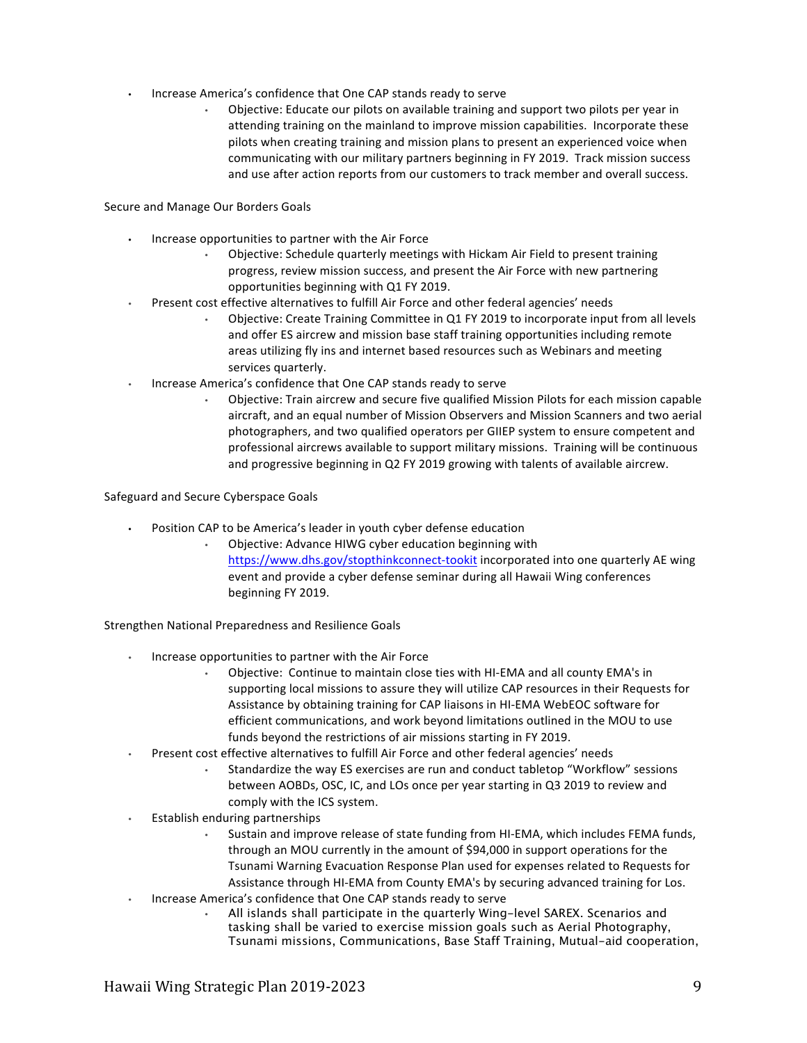- Increase America's confidence that One CAP stands ready to serve
    - Objective: Educate our pilots on available training and support two pilots per year in attending training on the mainland to improve mission capabilities. Incorporate these pilots when creating training and mission plans to present an experienced voice when communicating with our military partners beginning in FY 2019. Track mission success and use after action reports from our customers to track member and overall success.

Secure and Manage Our Borders Goals

- Increase opportunities to partner with the Air Force
    - Objective: Schedule quarterly meetings with Hickam Air Field to present training progress, review mission success, and present the Air Force with new partnering opportunities beginning with Q1 FY 2019.
- Present cost effective alternatives to fulfill Air Force and other federal agencies' needs
    - Objective: Create Training Committee in Q1 FY 2019 to incorporate input from all levels and offer ES aircrew and mission base staff training opportunities including remote areas utilizing fly ins and internet based resources such as Webinars and meeting services quarterly.
- Increase America's confidence that One CAP stands ready to serve
    - Objective: Train aircrew and secure five qualified Mission Pilots for each mission capable aircraft, and an equal number of Mission Observers and Mission Scanners and two aerial photographers, and two qualified operators per GIIEP system to ensure competent and professional aircrews available to support military missions. Training will be continuous and progressive beginning in Q2 FY 2019 growing with talents of available aircrew.

Safeguard and Secure Cyberspace Goals

- Position CAP to be America's leader in youth cyber defense education
    - Objective: Advance HIWG cyber education beginning with https://www.dhs.gov/stopthinkconnect-tookit incorporated into one quarterly AE wing event and provide a cyber defense seminar during all Hawaii Wing conferences beginning FY 2019.

Strengthen National Preparedness and Resilience Goals

- Increase opportunities to partner with the Air Force
    - Objective: Continue to maintain close ties with HI-EMA and all county EMA's in supporting local missions to assure they will utilize CAP resources in their Requests for Assistance by obtaining training for CAP liaisons in HI-EMA WebEOC software for efficient communications, and work beyond limitations outlined in the MOU to use funds beyond the restrictions of air missions starting in FY 2019.
- Present cost effective alternatives to fulfill Air Force and other federal agencies' needs
    - Standardize the way ES exercises are run and conduct tabletop "Workflow" sessions between AOBDs, OSC, IC, and LOs once per year starting in Q3 2019 to review and comply with the ICS system.
- Establish enduring partnerships
    - Sustain and improve release of state funding from HI-EMA, which includes FEMA funds, through an MOU currently in the amount of $94,000 in support operations for the Tsunami Warning Evacuation Response Plan used for expenses related to Requests for Assistance through HI-EMA from County EMA's by securing advanced training for Los.
- Increase America's confidence that One CAP stands ready to serve
    - All islands shall participate in the quarterly Wing-level SAREX. Scenarios and tasking shall be varied to exercise mission goals such as Aerial Photography, Tsunami missions, Communications, Base Staff Training, Mutual-aid cooperation,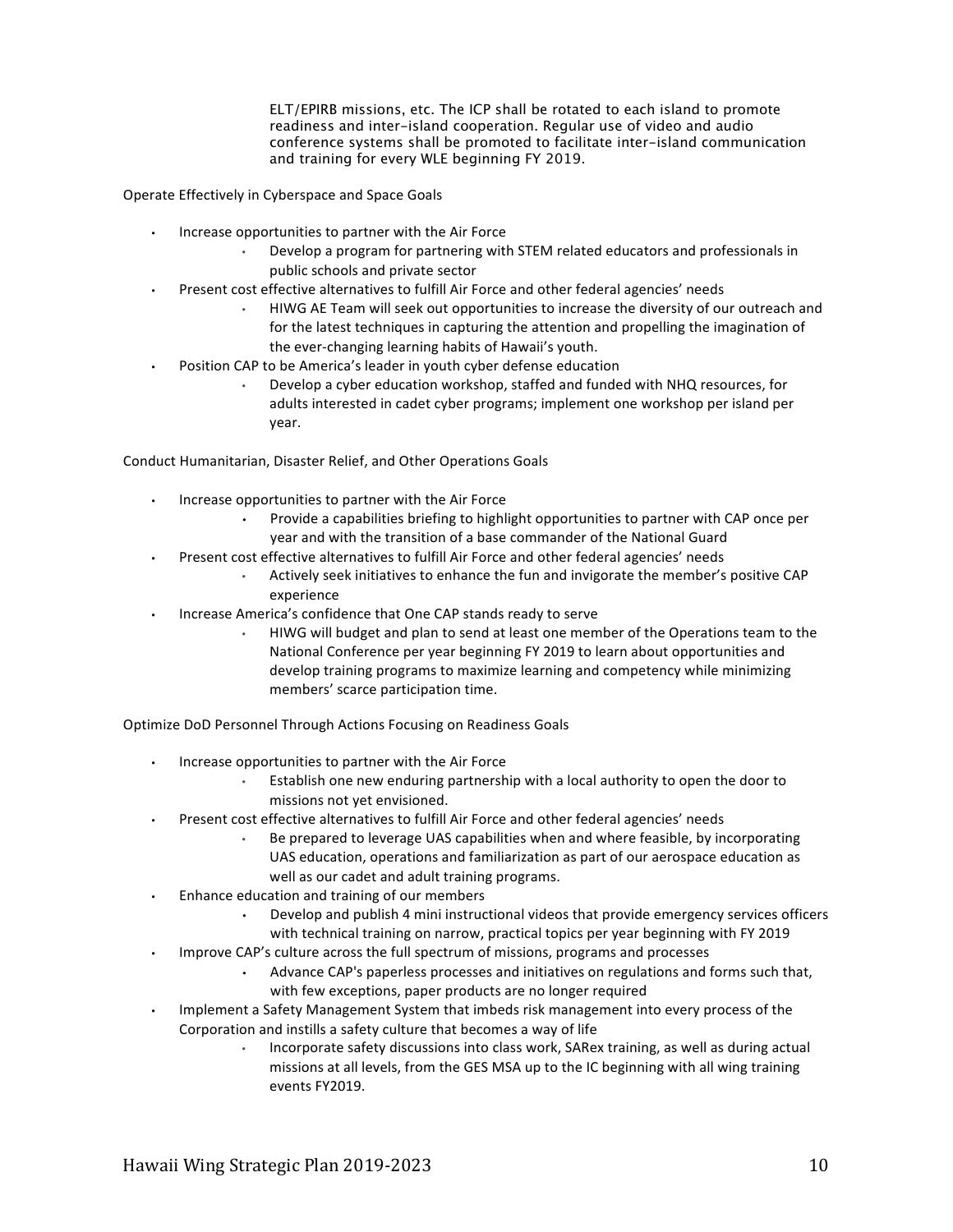ELT/EPIRB missions, etc. The ICP shall be rotated to each island to promote readiness and inter-island cooperation. Regular use of video and audio conference systems shall be promoted to facilitate inter-island communication and training for every WLE beginning FY 2019.

Operate Effectively in Cyberspace and Space Goals

- Increase opportunities to partner with the Air Force
  - Develop a program for partnering with STEM related educators and professionals in public schools and private sector
- Present cost effective alternatives to fulfill Air Force and other federal agencies' needs
  - HIWG AE Team will seek out opportunities to increase the diversity of our outreach and for the latest techniques in capturing the attention and propelling the imagination of the ever-changing learning habits of Hawaii's youth.
- Position CAP to be America's leader in youth cyber defense education
  - Develop a cyber education workshop, staffed and funded with NHQ resources, for adults interested in cadet cyber programs; implement one workshop per island per year.

Conduct Humanitarian, Disaster Relief, and Other Operations Goals

- Increase opportunities to partner with the Air Force
  - Provide a capabilities briefing to highlight opportunities to partner with CAP once per year and with the transition of a base commander of the National Guard
- Present cost effective alternatives to fulfill Air Force and other federal agencies' needs
  - Actively seek initiatives to enhance the fun and invigorate the member's positive CAP experience
- Increase America's confidence that One CAP stands ready to serve
  - HIWG will budget and plan to send at least one member of the Operations team to the National Conference per year beginning FY 2019 to learn about opportunities and develop training programs to maximize learning and competency while minimizing members' scarce participation time.

Optimize DoD Personnel Through Actions Focusing on Readiness Goals

- Increase opportunities to partner with the Air Force
  - Establish one new enduring partnership with a local authority to open the door to missions not yet envisioned.
- Present cost effective alternatives to fulfill Air Force and other federal agencies' needs
  - Be prepared to leverage UAS capabilities when and where feasible, by incorporating UAS education, operations and familiarization as part of our aerospace education as well as our cadet and adult training programs.
- Enhance education and training of our members
  - Develop and publish 4 mini instructional videos that provide emergency services officers with technical training on narrow, practical topics per year beginning with FY 2019
- Improve CAP's culture across the full spectrum of missions, programs and processes
  - Advance CAP's paperless processes and initiatives on regulations and forms such that, with few exceptions, paper products are no longer required
- Implement a Safety Management System that imbeds risk management into every process of the Corporation and instills a safety culture that becomes a way of life
  - Incorporate safety discussions into class work, SARex training, as well as during actual missions at all levels, from the GES MSA up to the IC beginning with all wing training events FY2019.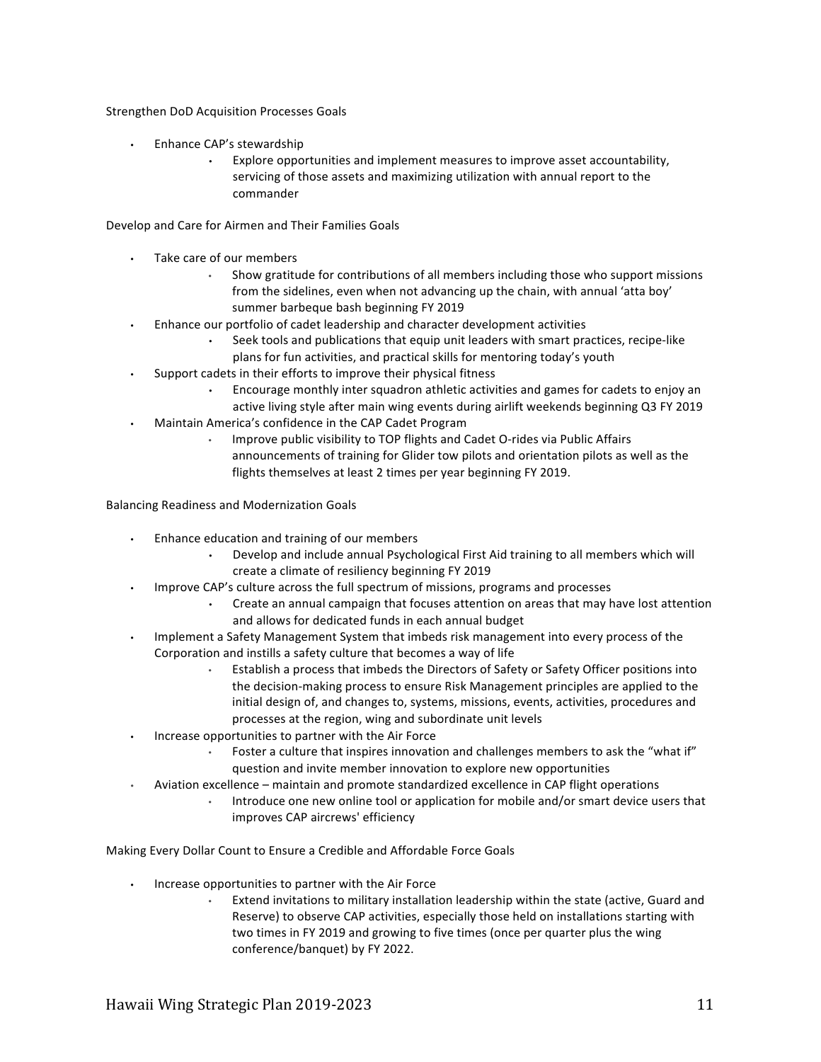Strengthen DoD Acquisition Processes Goals

- Enhance CAP's stewardship
  - Explore opportunities and implement measures to improve asset accountability, servicing of those assets and maximizing utilization with annual report to the commander

Develop and Care for Airmen and Their Families Goals

- Take care of our members
  - Show gratitude for contributions of all members including those who support missions from the sidelines, even when not advancing up the chain, with annual 'atta boy' summer barbeque bash beginning FY 2019
- Enhance our portfolio of cadet leadership and character development activities
  - Seek tools and publications that equip unit leaders with smart practices, recipe-like plans for fun activities, and practical skills for mentoring today's youth
- Support cadets in their efforts to improve their physical fitness
  - Encourage monthly inter squadron athletic activities and games for cadets to enjoy an active living style after main wing events during airlift weekends beginning Q3 FY 2019
- Maintain America's confidence in the CAP Cadet Program
  - Improve public visibility to TOP flights and Cadet O-rides via Public Affairs announcements of training for Glider tow pilots and orientation pilots as well as the flights themselves at least 2 times per year beginning FY 2019.

Balancing Readiness and Modernization Goals

- Enhance education and training of our members
  - Develop and include annual Psychological First Aid training to all members which will create a climate of resiliency beginning FY 2019
- Improve CAP's culture across the full spectrum of missions, programs and processes
  - Create an annual campaign that focuses attention on areas that may have lost attention and allows for dedicated funds in each annual budget
- Implement a Safety Management System that imbeds risk management into every process of the Corporation and instills a safety culture that becomes a way of life
  - Establish a process that imbeds the Directors of Safety or Safety Officer positions into the decision-making process to ensure Risk Management principles are applied to the initial design of, and changes to, systems, missions, events, activities, procedures and processes at the region, wing and subordinate unit levels
- Increase opportunities to partner with the Air Force
  - Foster a culture that inspires innovation and challenges members to ask the "what if" question and invite member innovation to explore new opportunities
- Aviation excellence – maintain and promote standardized excellence in CAP flight operations
  - Introduce one new online tool or application for mobile and/or smart device users that improves CAP aircrews' efficiency

Making Every Dollar Count to Ensure a Credible and Affordable Force Goals

- Increase opportunities to partner with the Air Force
  - Extend invitations to military installation leadership within the state (active, Guard and Reserve) to observe CAP activities, especially those held on installations starting with two times in FY 2019 and growing to five times (once per quarter plus the wing conference/banquet) by FY 2022.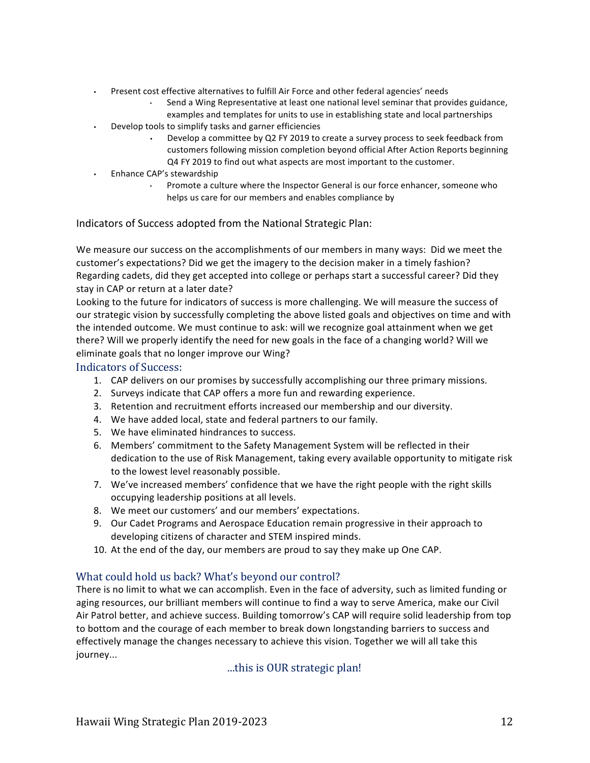- Present cost effective alternatives to fulfill Air Force and other federal agencies' needs
    - Send a Wing Representative at least one national level seminar that provides guidance, examples and templates for units to use in establishing state and local partnerships
- Develop tools to simplify tasks and garner efficiencies
    - Develop a committee by Q2 FY 2019 to create a survey process to seek feedback from customers following mission completion beyond official After Action Reports beginning Q4 FY 2019 to find out what aspects are most important to the customer.
- Enhance CAP's stewardship
    - Promote a culture where the Inspector General is our force enhancer, someone who helps us care for our members and enables compliance by

Indicators of Success adopted from the National Strategic Plan:

We measure our success on the accomplishments of our members in many ways: Did we meet the customer's expectations? Did we get the imagery to the decision maker in a timely fashion? Regarding cadets, did they get accepted into college or perhaps start a successful career? Did they stay in CAP or return at a later date?

Looking to the future for indicators of success is more challenging. We will measure the success of our strategic vision by successfully completing the above listed goals and objectives on time and with the intended outcome. We must continue to ask: will we recognize goal attainment when we get there? Will we properly identify the need for new goals in the face of a changing world? Will we eliminate goals that no longer improve our Wing?

## Indicators of Success:

1. CAP delivers on our promises by successfully accomplishing our three primary missions.
2. Surveys indicate that CAP offers a more fun and rewarding experience.
3. Retention and recruitment efforts increased our membership and our diversity.
4. We have added local, state and federal partners to our family.
5. We have eliminated hindrances to success.
6. Members' commitment to the Safety Management System will be reflected in their dedication to the use of Risk Management, taking every available opportunity to mitigate risk to the lowest level reasonably possible.
7. We've increased members' confidence that we have the right people with the right skills occupying leadership positions at all levels.
8. We meet our customers' and our members' expectations.
9. Our Cadet Programs and Aerospace Education remain progressive in their approach to developing citizens of character and STEM inspired minds.
10. At the end of the day, our members are proud to say they make up One CAP.

## What could hold us back? What's beyond our control?

There is no limit to what we can accomplish. Even in the face of adversity, such as limited funding or aging resources, our brilliant members will continue to find a way to serve America, make our Civil Air Patrol better, and achieve success. Building tomorrow's CAP will require solid leadership from top to bottom and the courage of each member to break down longstanding barriers to success and effectively manage the changes necessary to achieve this vision. Together we will all take this journey...

...this is OUR strategic plan!